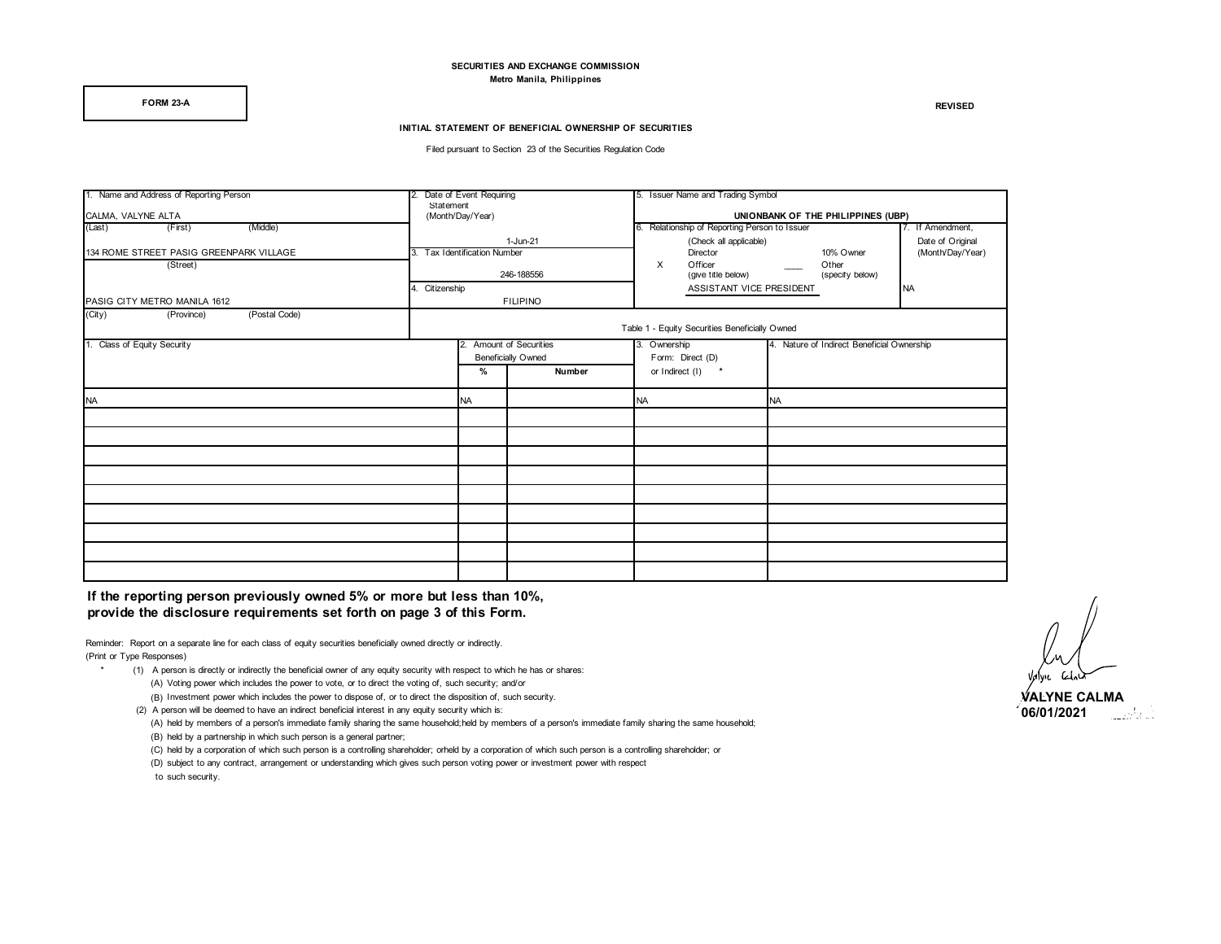SECURITIES AND EXCHANGE COMMISSION
Metro Manila, Philippines

**FORM 23-A**

**REVISED**

## INITIAL STATEMENT OF BENEFICIAL OWNERSHIP OF SECURITIES

Filed pursuant to Section 23 of the Securities Regulation Code

| 1. Name and Address of Reporting Person | 2. Date of Event Requiring Statement (Month/Day/Year) | 5. Issuer Name and Trading Symbol | 7. If Amendment, Date of Original (Month/Day/Year) |
|---|---|---|---|
| CALMA, VALYNE ALTA (Last) (First) (Middle) | 1-Jun-21 | UNIONBANK OF THE PHILIPPINES (UBP) | NA |
| 134 ROME STREET PASIG GREENPARK VILLAGE (Street) | 3. Tax Identification Number: 246-188556 | 6. Relationship of Reporting Person to Issuer (Check all applicable): Director; 10% Owner; X Officer (give title below); ____ Other (specify below) | |
| PASIG CITY METRO MANILA 1612 (City) (Province) (Postal Code) | 4. Citizenship: FILIPINO | ASSISTANT VICE PRESIDENT | |

Table 1 - Equity Securities Beneficially Owned

| 1. Class of Equity Security | 2. Amount of Securities Beneficially Owned % | Number | 3. Ownership Form: Direct (D) or Indirect (I) * | 4. Nature of Indirect Beneficial Ownership |
|---|---|---|---|---|
| NA | NA | | NA | NA |
| | | | | |
| | | | | |
| | | | | |
| | | | | |
| | | | | |
| | | | | |
| | | | | |
| | | | | |
| | | | | |

**If the reporting person previously owned 5% or more but less than 10%, provide the disclosure requirements set forth on page 3 of this Form.**

Reminder: Report on a separate line for each class of equity securities beneficially owned directly or indirectly.
(Print or Type Responses)

\* (1) A person is directly or indirectly the beneficial owner of any equity security with respect to which he has or shares:
- (A) Voting power which includes the power to vote, or to direct the voting of, such security; and/or
- (B) Investment power which includes the power to dispose of, or to direct the disposition of, such security.

(2) A person will be deemed to have an indirect beneficial interest in any equity security which is:
- (A) held by members of a person's immediate family sharing the same household;held by members of a person's immediate family sharing the same household;
- (B) held by a partnership in which such person is a general partner;
- (C) held by a corporation of which such person is a controlling shareholder; orheld by a corporation of which such person is a controlling shareholder; or
- (D) subject to any contract, arrangement or understanding which gives such person voting power or investment power with respect to such security.

**VALYNE CALMA**
**06/01/2021**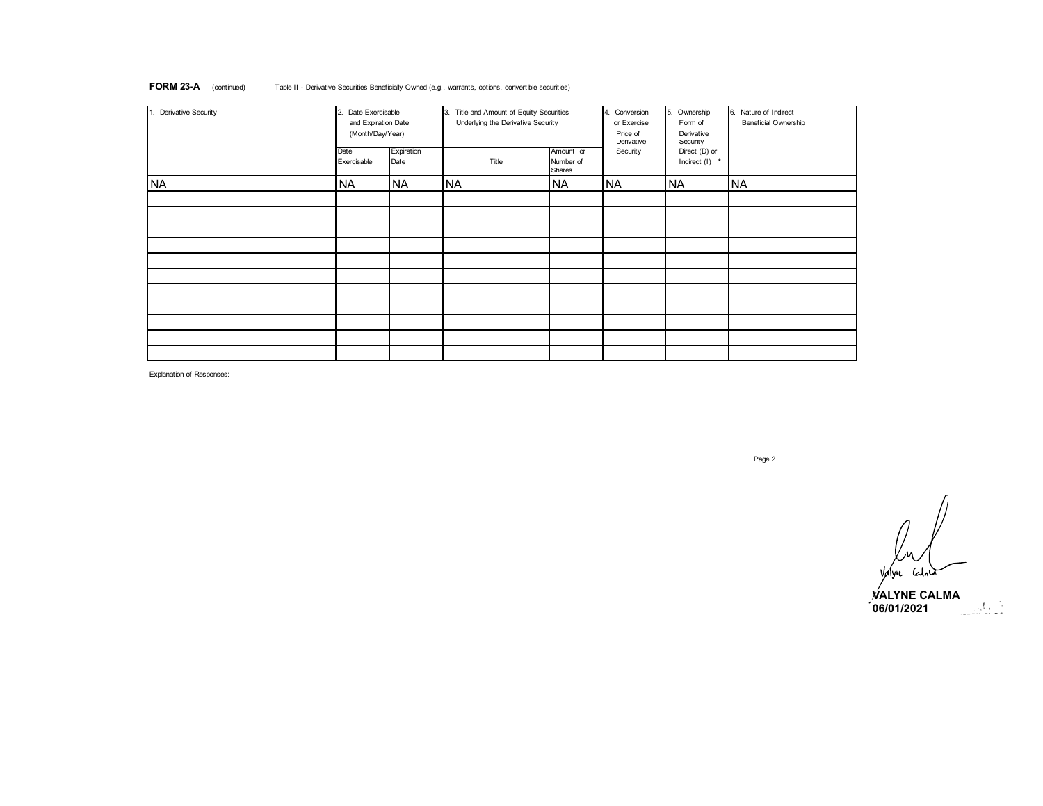**FORM 23-A** (continued) Table II - Derivative Securities Beneficially Owned (e.g., warrants, options, convertible securities)

| 1. Derivative Security | 2. Date Exercisable and Expiration Date (Month/Day/Year) | | 3. Title and Amount of Equity Securities Underlying the Derivative Security | | 4. Conversion or Exercise Price of Derivative Security | 5. Ownership Form of Derivative Security Direct (D) or Indirect (I) * | 6. Nature of Indirect Beneficial Ownership |
|---|---|---|---|---|---|---|---|
| | Date Exercisable | Expiration Date | Title | Amount or Number of Shares | | | |
| NA | NA | NA | NA | NA | NA | NA | NA |
| | | | | | | | |
| | | | | | | | |
| | | | | | | | |
| | | | | | | | |
| | | | | | | | |
| | | | | | | | |
| | | | | | | | |
| | | | | | | | |
| | | | | | | | |
| | | | | | | | |
| | | | | | | | |

Explanation of Responses:

**VALYNE CALMA**
**06/01/2021**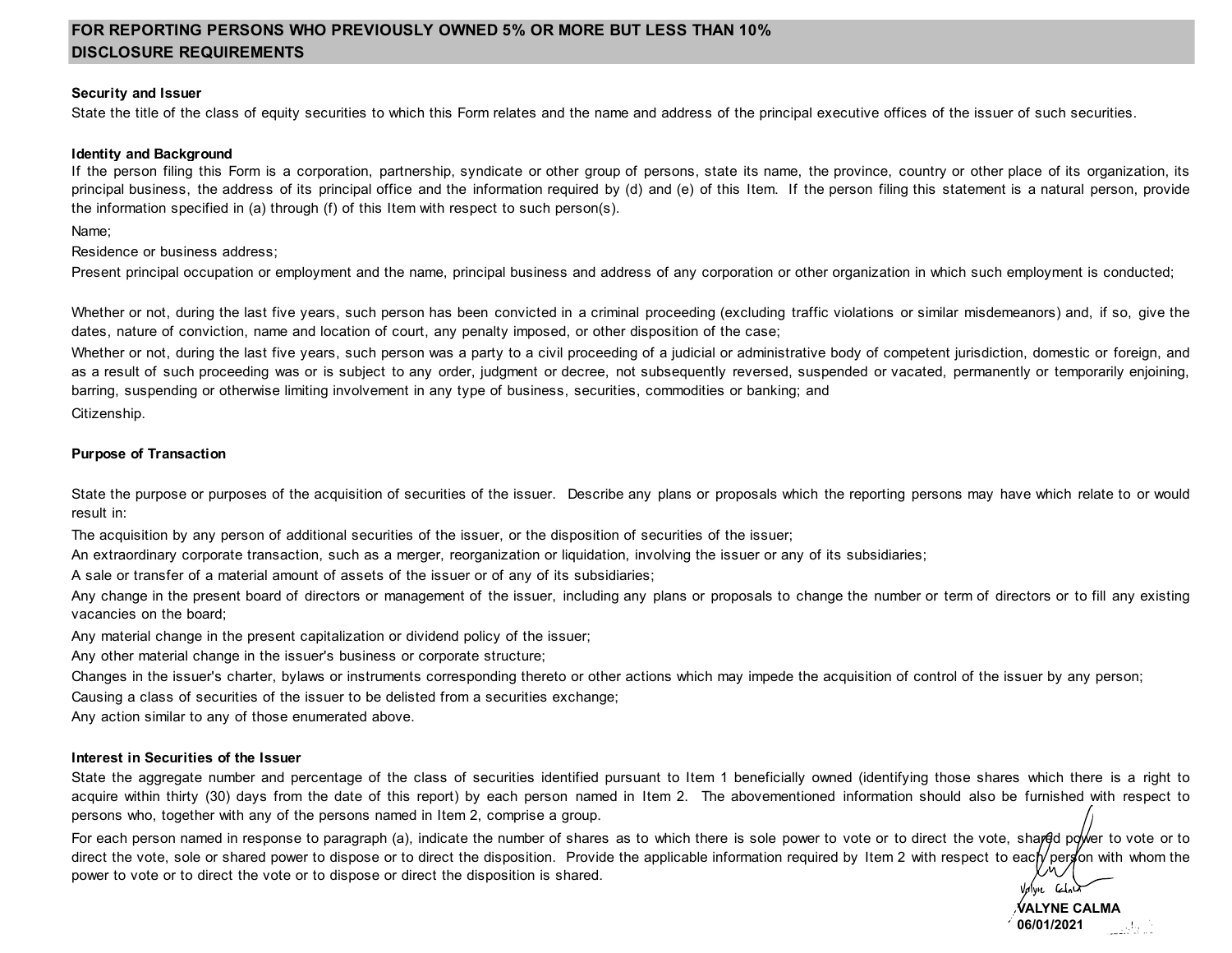## FOR REPORTING PERSONS WHO PREVIOUSLY OWNED 5% OR MORE BUT LESS THAN 10%
## DISCLOSURE REQUIREMENTS

**Security and Issuer**

State the title of the class of equity securities to which this Form relates and the name and address of the principal executive offices of the issuer of such securities.

**Identity and Background**

If the person filing this Form is a corporation, partnership, syndicate or other group of persons, state its name, the province, country or other place of its organization, its principal business, the address of its principal office and the information required by (d) and (e) of this Item. If the person filing this statement is a natural person, provide the information specified in (a) through (f) of this Item with respect to such person(s).

Name;

Residence or business address;

Present principal occupation or employment and the name, principal business and address of any corporation or other organization in which such employment is conducted;

Whether or not, during the last five years, such person has been convicted in a criminal proceeding (excluding traffic violations or similar misdemeanors) and, if so, give the dates, nature of conviction, name and location of court, any penalty imposed, or other disposition of the case;

Whether or not, during the last five years, such person was a party to a civil proceeding of a judicial or administrative body of competent jurisdiction, domestic or foreign, and as a result of such proceeding was or is subject to any order, judgment or decree, not subsequently reversed, suspended or vacated, permanently or temporarily enjoining, barring, suspending or otherwise limiting involvement in any type of business, securities, commodities or banking; and

Citizenship.

**Purpose of Transaction**

State the purpose or purposes of the acquisition of securities of the issuer. Describe any plans or proposals which the reporting persons may have which relate to or would result in:

The acquisition by any person of additional securities of the issuer, or the disposition of securities of the issuer;

An extraordinary corporate transaction, such as a merger, reorganization or liquidation, involving the issuer or any of its subsidiaries;

A sale or transfer of a material amount of assets of the issuer or of any of its subsidiaries;

Any change in the present board of directors or management of the issuer, including any plans or proposals to change the number or term of directors or to fill any existing vacancies on the board;

Any material change in the present capitalization or dividend policy of the issuer;

Any other material change in the issuer's business or corporate structure;

Changes in the issuer's charter, bylaws or instruments corresponding thereto or other actions which may impede the acquisition of control of the issuer by any person;

Causing a class of securities of the issuer to be delisted from a securities exchange;

Any action similar to any of those enumerated above.

**Interest in Securities of the Issuer**

State the aggregate number and percentage of the class of securities identified pursuant to Item 1 beneficially owned (identifying those shares which there is a right to acquire within thirty (30) days from the date of this report) by each person named in Item 2. The abovementioned information should also be furnished with respect to persons who, together with any of the persons named in Item 2, comprise a group.

For each person named in response to paragraph (a), indicate the number of shares as to which there is sole power to vote or to direct the vote, shared power to vote or to direct the vote, sole or shared power to dispose or to direct the disposition. Provide the applicable information required by Item 2 with respect to each person with whom the power to vote or to direct the vote or to dispose or direct the disposition is shared.

**VALYNE CALMA**
**06/01/2021**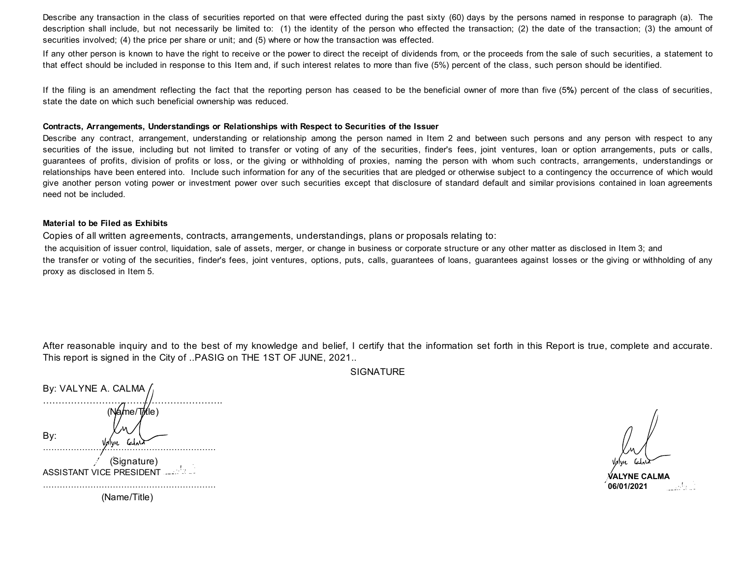Describe any transaction in the class of securities reported on that were effected during the past sixty (60) days by the persons named in response to paragraph (a). The description shall include, but not necessarily be limited to: (1) the identity of the person who effected the transaction; (2) the date of the transaction; (3) the amount of securities involved; (4) the price per share or unit; and (5) where or how the transaction was effected.

If any other person is known to have the right to receive or the power to direct the receipt of dividends from, or the proceeds from the sale of such securities, a statement to that effect should be included in response to this Item and, if such interest relates to more than five (5%) percent of the class, such person should be identified.

If the filing is an amendment reflecting the fact that the reporting person has ceased to be the beneficial owner of more than five (5**%**) percent of the class of securities, state the date on which such beneficial ownership was reduced.

**Contracts, Arrangements, Understandings or Relationships with Respect to Securities of the Issuer**

Describe any contract, arrangement, understanding or relationship among the person named in Item 2 and between such persons and any person with respect to any securities of the issue, including but not limited to transfer or voting of any of the securities, finder's fees, joint ventures, loan or option arrangements, puts or calls, guarantees of profits, division of profits or loss, or the giving or withholding of proxies, naming the person with whom such contracts, arrangements, understandings or relationships have been entered into. Include such information for any of the securities that are pledged or otherwise subject to a contingency the occurrence of which would give another person voting power or investment power over such securities except that disclosure of standard default and similar provisions contained in loan agreements need not be included.

**Material to be Filed as Exhibits**

Copies of all written agreements, contracts, arrangements, understandings, plans or proposals relating to:

the acquisition of issuer control, liquidation, sale of assets, merger, or change in business or corporate structure or any other matter as disclosed in Item 3; and

the transfer or voting of the securities, finder's fees, joint ventures, options, puts, calls, guarantees of loans, guarantees against losses or the giving or withholding of any proxy as disclosed in Item 5.

After reasonable inquiry and to the best of my knowledge and belief, I certify that the information set forth in this Report is true, complete and accurate. This report is signed in the City of ..PASIG on THE 1ST OF JUNE, 2021..

SIGNATURE

By: VALYNE A. CALMA
……………………………………………………
(Name/Title)

By:
……………………………………………………
(Signature)

ASSISTANT VICE PRESIDENT
……………………………………………………
(Name/Title)

**VALYNE CALMA**
**06/01/2021**